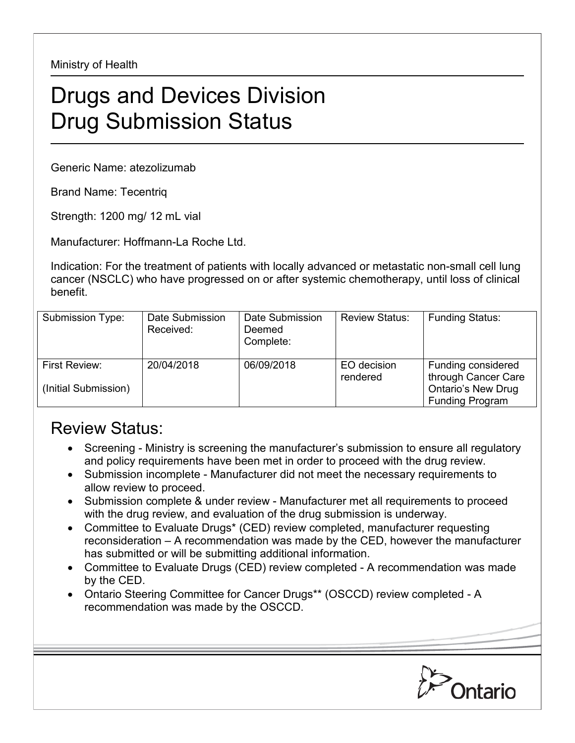Ministry of Health

# Drugs and Devices Division
# Drug Submission Status

Generic Name: atezolizumab

Brand Name: Tecentriq

Strength: 1200 mg/ 12 mL vial

Manufacturer: Hoffmann-La Roche Ltd.

Indication: For the treatment of patients with locally advanced or metastatic non-small cell lung cancer (NSCLC) who have progressed on or after systemic chemotherapy, until loss of clinical benefit.

| Submission Type: | Date Submission Received: | Date Submission Deemed Complete: | Review Status: | Funding Status: |
|---|---|---|---|---|
| First Review: (Initial Submission) | 20/04/2018 | 06/09/2018 | EO decision rendered | Funding considered through Cancer Care Ontario's New Drug Funding Program |

## Review Status:

- Screening - Ministry is screening the manufacturer's submission to ensure all regulatory and policy requirements have been met in order to proceed with the drug review.
- Submission incomplete - Manufacturer did not meet the necessary requirements to allow review to proceed.
- Submission complete & under review - Manufacturer met all requirements to proceed with the drug review, and evaluation of the drug submission is underway.
- Committee to Evaluate Drugs* (CED) review completed, manufacturer requesting reconsideration – A recommendation was made by the CED, however the manufacturer has submitted or will be submitting additional information.
- Committee to Evaluate Drugs (CED) review completed - A recommendation was made by the CED.
- Ontario Steering Committee for Cancer Drugs** (OSCCD) review completed - A recommendation was made by the OSCCD.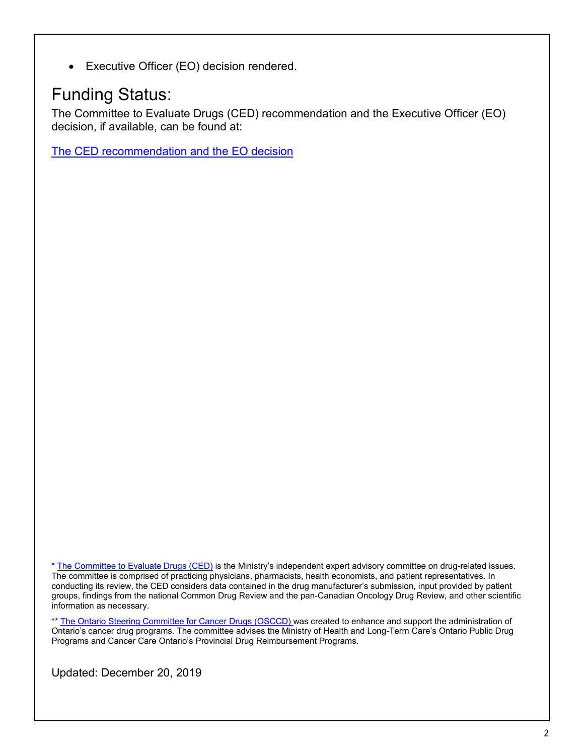- Executive Officer (EO) decision rendered.

## Funding Status:

The Committee to Evaluate Drugs (CED) recommendation and the Executive Officer (EO) decision, if available, can be found at:

The CED recommendation and the EO decision

* The Committee to Evaluate Drugs (CED) is the Ministry's independent expert advisory committee on drug-related issues. The committee is comprised of practicing physicians, pharmacists, health economists, and patient representatives. In conducting its review, the CED considers data contained in the drug manufacturer's submission, input provided by patient groups, findings from the national Common Drug Review and the pan-Canadian Oncology Drug Review, and other scientific information as necessary.

** The Ontario Steering Committee for Cancer Drugs (OSCCD) was created to enhance and support the administration of Ontario's cancer drug programs. The committee advises the Ministry of Health and Long-Term Care's Ontario Public Drug Programs and Cancer Care Ontario's Provincial Drug Reimbursement Programs.

Updated: December 20, 2019